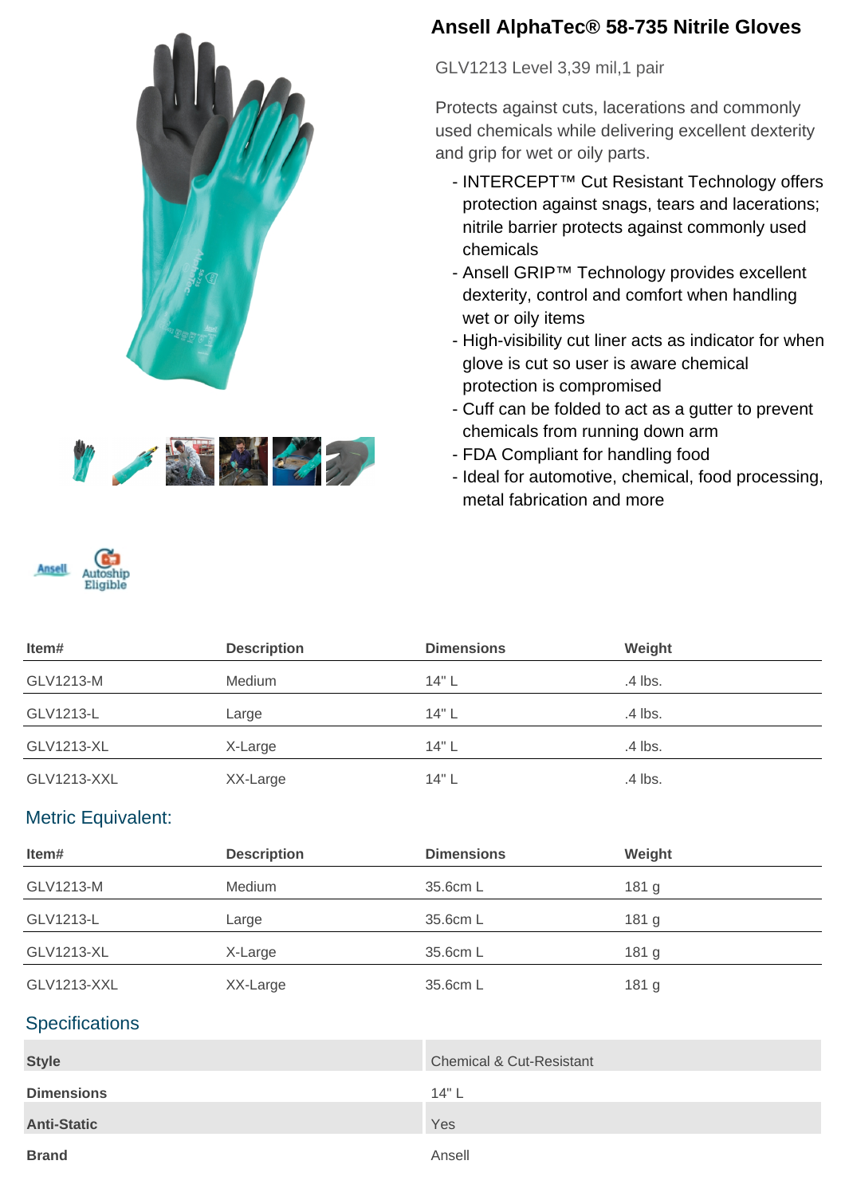# Ansell AlphaTec® 58-735 Nitrile Gloves

GLV1213 Level 3,39 mil,1 pair

Protects against cuts, lacerations and commonly used chemicals while delivering excellent dexterity and grip for wet or oily parts.

- INTERCEPT™ Cut Resistant Technology offers protection against snags, tears and lacerations; nitrile barrier protects against commonly used chemicals
- Ansell GRIP™ Technology provides excellent dexterity, control and comfort when handling wet or oily items
- High-visibility cut liner acts as indicator for when glove is cut so user is aware chemical protection is compromised
- Cuff can be folded to act as a gutter to prevent chemicals from running down arm
- FDA Compliant for handling food
- Ideal for automotive, chemical, food processing, metal fabrication and more

| Item# | Description | Dimensions | Weight |
|---|---|---|---|
| GLV1213-M | Medium | 14" L | .4 lbs. |
| GLV1213-L | Large | 14" L | .4 lbs. |
| GLV1213-XL | X-Large | 14" L | .4 lbs. |
| GLV1213-XXL | XX-Large | 14" L | .4 lbs. |

## Metric Equivalent:

| Item# | Description | Dimensions | Weight |
|---|---|---|---|
| GLV1213-M | Medium | 35.6cm L | 181 g |
| GLV1213-L | Large | 35.6cm L | 181 g |
| GLV1213-XL | X-Large | 35.6cm L | 181 g |
| GLV1213-XXL | XX-Large | 35.6cm L | 181 g |

## Specifications

| | |
|---|---|
| **Style** | Chemical & Cut-Resistant |
| **Dimensions** | 14" L |
| **Anti-Static** | Yes |
| **Brand** | Ansell |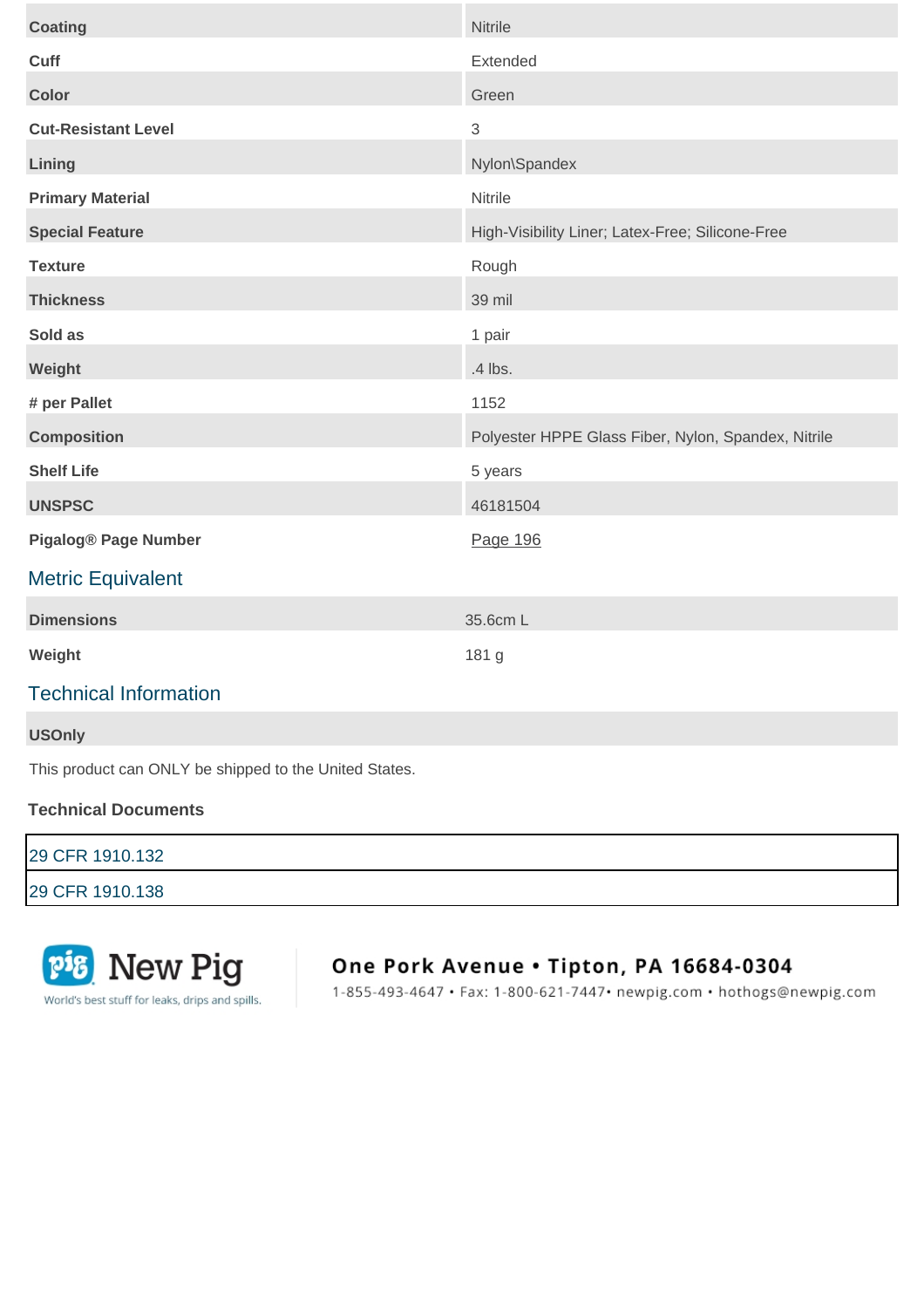| | |
|---|---|
| **Coating** | Nitrile |
| **Cuff** | Extended |
| **Color** | Green |
| **Cut-Resistant Level** | 3 |
| **Lining** | Nylon\Spandex |
| **Primary Material** | Nitrile |
| **Special Feature** | High-Visibility Liner; Latex-Free; Silicone-Free |
| **Texture** | Rough |
| **Thickness** | 39 mil |
| **Sold as** | 1 pair |
| **Weight** | .4 lbs. |
| **# per Pallet** | 1152 |
| **Composition** | Polyester HPPE Glass Fiber, Nylon, Spandex, Nitrile |
| **Shelf Life** | 5 years |
| **UNSPSC** | 46181504 |
| **Pigalog® Page Number** | Page 196 |

## Metric Equivalent

| | |
|---|---|
| **Dimensions** | 35.6cm L |
| **Weight** | 181 g |

## Technical Information

**USOnly**

This product can ONLY be shipped to the United States.

**Technical Documents**

29 CFR 1910.132

29 CFR 1910.138

New Pig
World's best stuff for leaks, drips and spills.

**One Pork Avenue • Tipton, PA 16684-0304**
1-855-493-4647 • Fax: 1-800-621-7447• newpig.com • hothogs@newpig.com